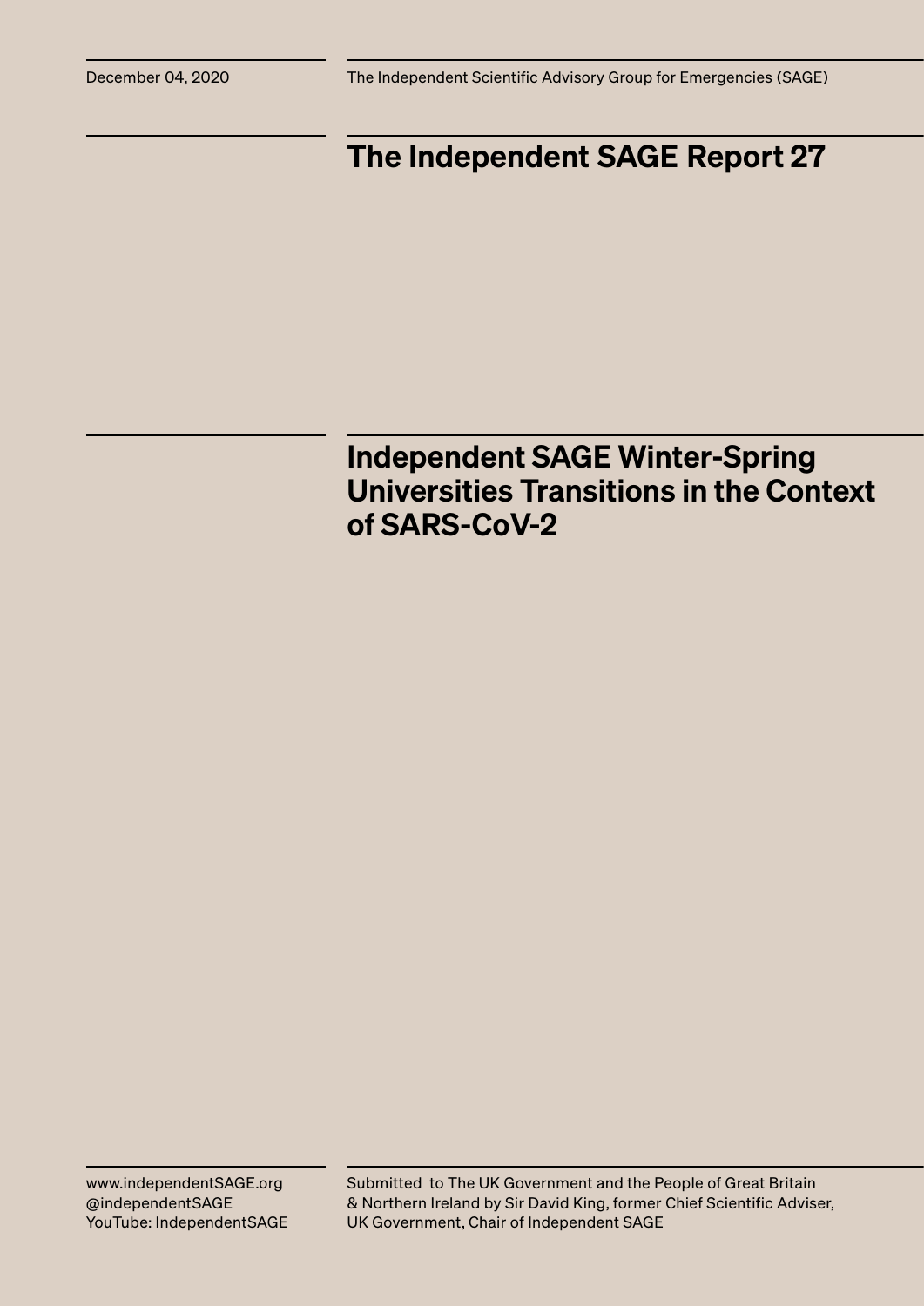December 04, 2020

The Independent Scientific Advisory Group for Emergencies (SAGE)

# The Independent SAGE Report 27

## Independent SAGE Winter-Spring Universities Transitions in the Context of SARS-CoV-2

www.independentSAGE.org
@independentSAGE
YouTube: IndependentSAGE

Submitted to The UK Government and the People of Great Britain & Northern Ireland by Sir David King, former Chief Scientific Adviser, UK Government, Chair of Independent SAGE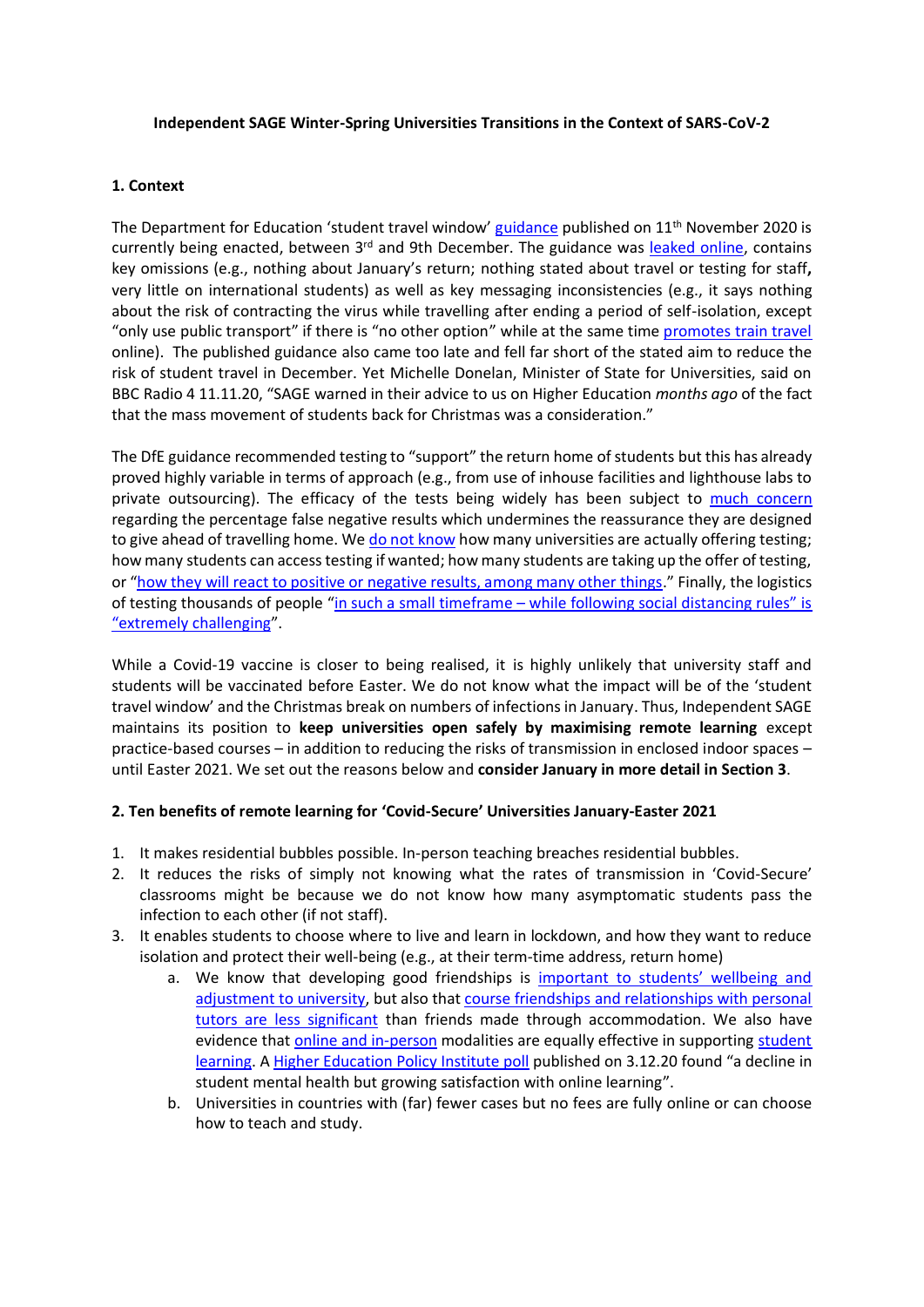**Independent SAGE Winter-Spring Universities Transitions in the Context of SARS-CoV-2**

## 1. Context

The Department for Education 'student travel window' guidance published on 11th November 2020 is currently being enacted, between 3rd and 9th December. The guidance was leaked online, contains key omissions (e.g., nothing about January's return; nothing stated about travel or testing for staff**,** very little on international students) as well as key messaging inconsistencies (e.g., it says nothing about the risk of contracting the virus while travelling after ending a period of self-isolation, except "only use public transport" if there is "no other option" while at the same time promotes train travel online). The published guidance also came too late and fell far short of the stated aim to reduce the risk of student travel in December. Yet Michelle Donelan, Minister of State for Universities, said on BBC Radio 4 11.11.20, "SAGE warned in their advice to us on Higher Education *months ago* of the fact that the mass movement of students back for Christmas was a consideration."

The DfE guidance recommended testing to "support" the return home of students but this has already proved highly variable in terms of approach (e.g., from use of inhouse facilities and lighthouse labs to private outsourcing). The efficacy of the tests being widely has been subject to much concern regarding the percentage false negative results which undermines the reassurance they are designed to give ahead of travelling home. We do not know how many universities are actually offering testing; how many students can access testing if wanted; how many students are taking up the offer of testing, or "how they will react to positive or negative results, among many other things." Finally, the logistics of testing thousands of people "in such a small timeframe – while following social distancing rules" is "extremely challenging".

While a Covid-19 vaccine is closer to being realised, it is highly unlikely that university staff and students will be vaccinated before Easter. We do not know what the impact will be of the 'student travel window' and the Christmas break on numbers of infections in January. Thus, Independent SAGE maintains its position to **keep universities open safely by maximising remote learning** except practice-based courses – in addition to reducing the risks of transmission in enclosed indoor spaces – until Easter 2021. We set out the reasons below and **consider January in more detail in Section 3**.

## 2. Ten benefits of remote learning for 'Covid-Secure' Universities January-Easter 2021

1. It makes residential bubbles possible. In-person teaching breaches residential bubbles.
2. It reduces the risks of simply not knowing what the rates of transmission in 'Covid-Secure' classrooms might be because we do not know how many asymptomatic students pass the infection to each other (if not staff).
3. It enables students to choose where to live and learn in lockdown, and how they want to reduce isolation and protect their well-being (e.g., at their term-time address, return home)
    a. We know that developing good friendships is important to students' wellbeing and adjustment to university, but also that course friendships and relationships with personal tutors are less significant than friends made through accommodation. We also have evidence that online and in-person modalities are equally effective in supporting student learning. A Higher Education Policy Institute poll published on 3.12.20 found "a decline in student mental health but growing satisfaction with online learning".
    b. Universities in countries with (far) fewer cases but no fees are fully online or can choose how to teach and study.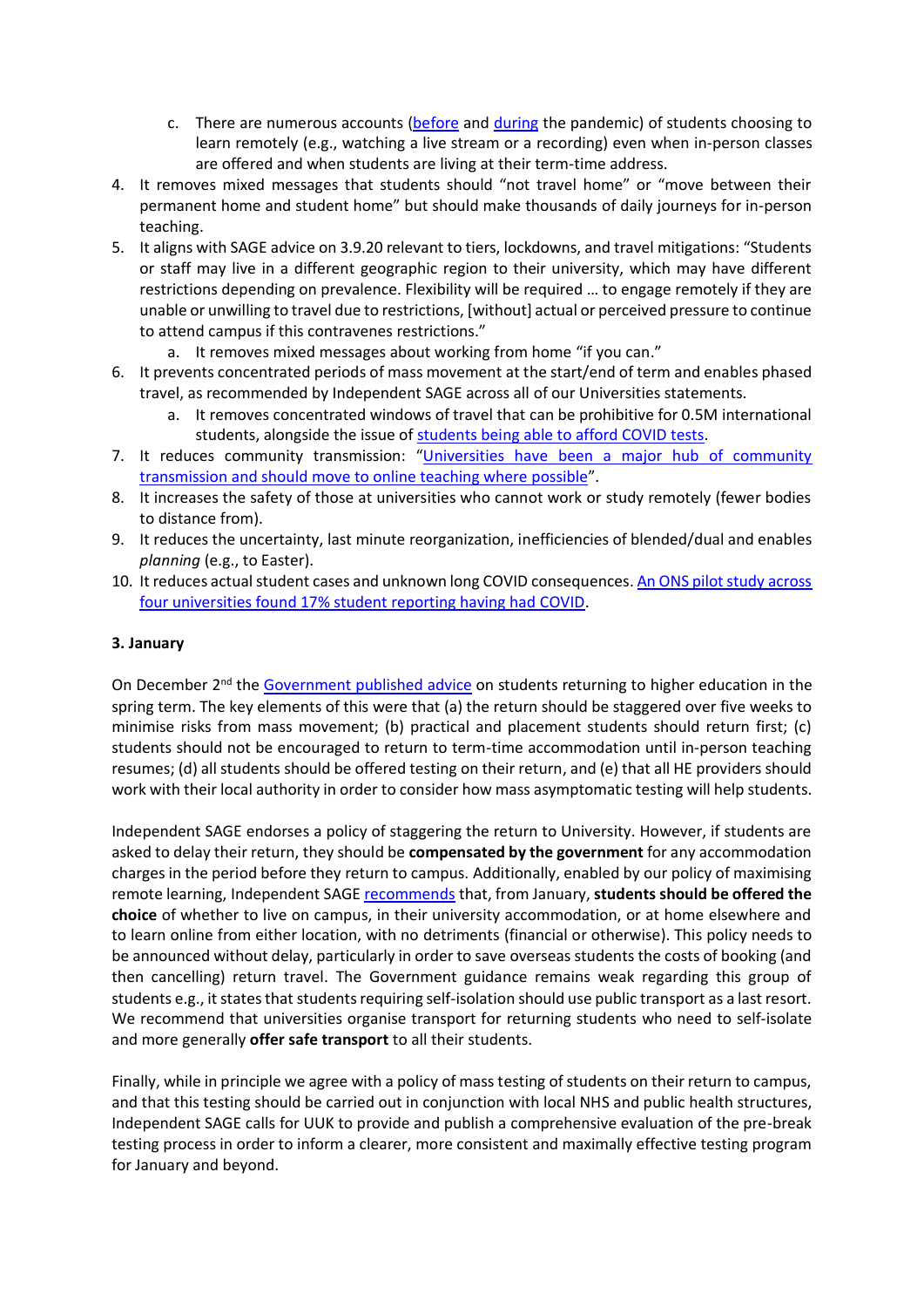c. There are numerous accounts (before and during the pandemic) of students choosing to learn remotely (e.g., watching a live stream or a recording) even when in-person classes are offered and when students are living at their term-time address.

4. It removes mixed messages that students should "not travel home" or "move between their permanent home and student home" but should make thousands of daily journeys for in-person teaching.
5. It aligns with SAGE advice on 3.9.20 relevant to tiers, lockdowns, and travel mitigations: "Students or staff may live in a different geographic region to their university, which may have different restrictions depending on prevalence. Flexibility will be required … to engage remotely if they are unable or unwilling to travel due to restrictions, [without] actual or perceived pressure to continue to attend campus if this contravenes restrictions."
   a. It removes mixed messages about working from home "if you can."
6. It prevents concentrated periods of mass movement at the start/end of term and enables phased travel, as recommended by Independent SAGE across all of our Universities statements.
   a. It removes concentrated windows of travel that can be prohibitive for 0.5M international students, alongside the issue of students being able to afford COVID tests.
7. It reduces community transmission: "Universities have been a major hub of community transmission and should move to online teaching where possible".
8. It increases the safety of those at universities who cannot work or study remotely (fewer bodies to distance from).
9. It reduces the uncertainty, last minute reorganization, inefficiencies of blended/dual and enables *planning* (e.g., to Easter).
10. It reduces actual student cases and unknown long COVID consequences. An ONS pilot study across four universities found 17% student reporting having had COVID.

### 3. January

On December 2nd the Government published advice on students returning to higher education in the spring term. The key elements of this were that (a) the return should be staggered over five weeks to minimise risks from mass movement; (b) practical and placement students should return first; (c) students should not be encouraged to return to term-time accommodation until in-person teaching resumes; (d) all students should be offered testing on their return, and (e) that all HE providers should work with their local authority in order to consider how mass asymptomatic testing will help students.

Independent SAGE endorses a policy of staggering the return to University. However, if students are asked to delay their return, they should be **compensated by the government** for any accommodation charges in the period before they return to campus. Additionally, enabled by our policy of maximising remote learning, Independent SAGE recommends that, from January, **students should be offered the choice** of whether to live on campus, in their university accommodation, or at home elsewhere and to learn online from either location, with no detriments (financial or otherwise). This policy needs to be announced without delay, particularly in order to save overseas students the costs of booking (and then cancelling) return travel. The Government guidance remains weak regarding this group of students e.g., it states that students requiring self-isolation should use public transport as a last resort. We recommend that universities organise transport for returning students who need to self-isolate and more generally **offer safe transport** to all their students.

Finally, while in principle we agree with a policy of mass testing of students on their return to campus, and that this testing should be carried out in conjunction with local NHS and public health structures, Independent SAGE calls for UUK to provide and publish a comprehensive evaluation of the pre-break testing process in order to inform a clearer, more consistent and maximally effective testing program for January and beyond.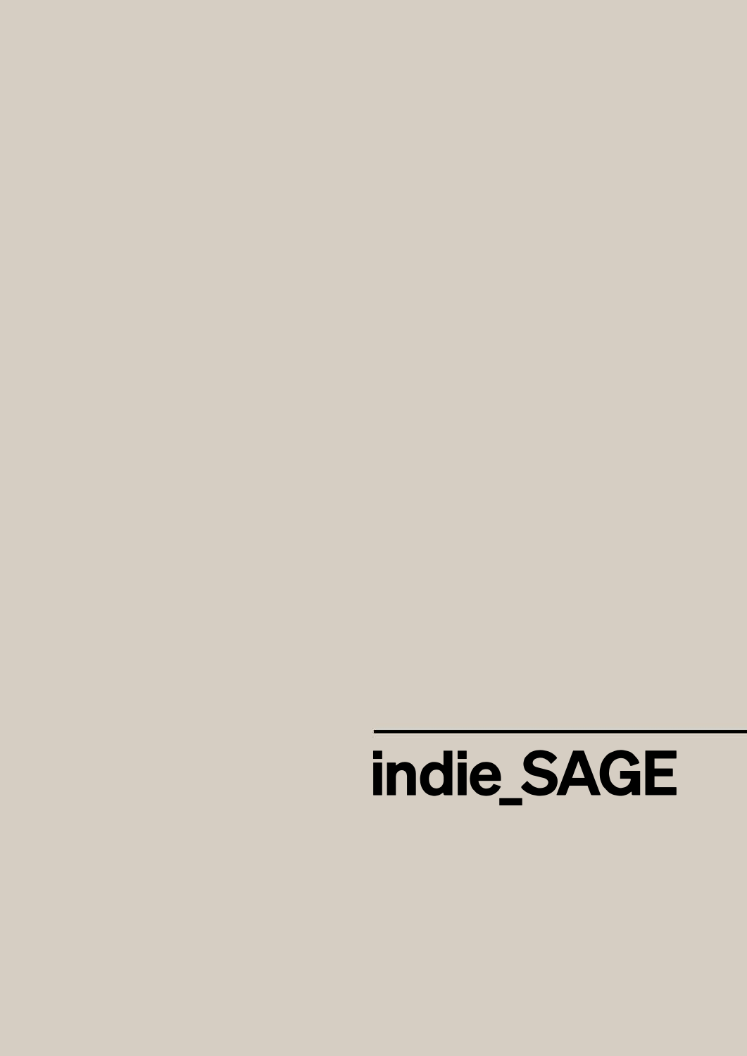indie_SAGE